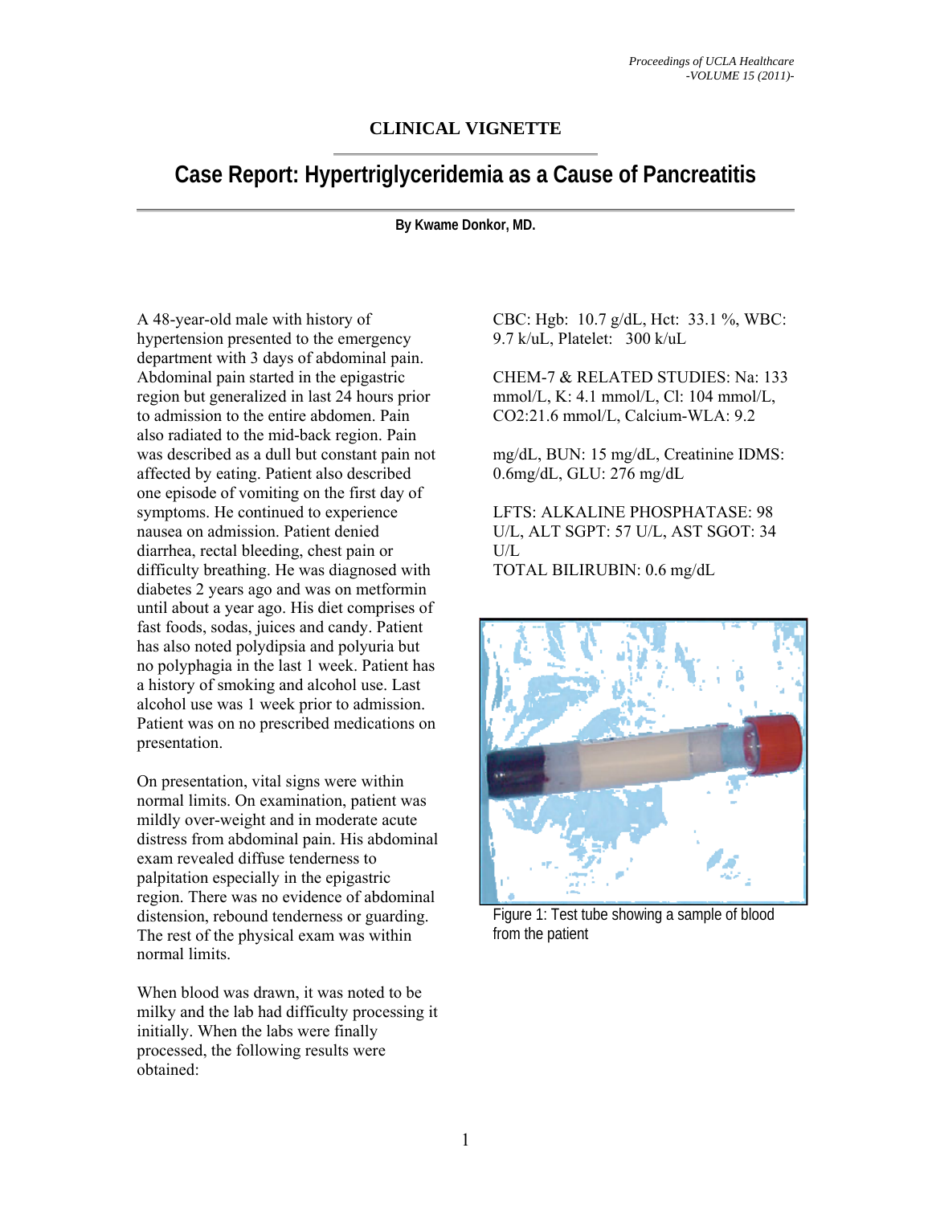**CLINICAL VIGNETTE**

# Case Report: Hypertriglyceridemia as a Cause of Pancreatitis

**By Kwame Donkor, MD.**

A 48-year-old male with history of hypertension presented to the emergency department with 3 days of abdominal pain. Abdominal pain started in the epigastric region but generalized in last 24 hours prior to admission to the entire abdomen. Pain also radiated to the mid-back region. Pain was described as a dull but constant pain not affected by eating. Patient also described one episode of vomiting on the first day of symptoms. He continued to experience nausea on admission. Patient denied diarrhea, rectal bleeding, chest pain or difficulty breathing. He was diagnosed with diabetes 2 years ago and was on metformin until about a year ago. His diet comprises of fast foods, sodas, juices and candy. Patient has also noted polydipsia and polyuria but no polyphagia in the last 1 week. Patient has a history of smoking and alcohol use. Last alcohol use was 1 week prior to admission. Patient was on no prescribed medications on presentation.

On presentation, vital signs were within normal limits. On examination, patient was mildly over-weight and in moderate acute distress from abdominal pain. His abdominal exam revealed diffuse tenderness to palpitation especially in the epigastric region. There was no evidence of abdominal distension, rebound tenderness or guarding. The rest of the physical exam was within normal limits.

When blood was drawn, it was noted to be milky and the lab had difficulty processing it initially. When the labs were finally processed, the following results were obtained:

CBC: Hgb: 10.7 g/dL, Hct: 33.1 %, WBC: 9.7 k/uL, Platelet: 300 k/uL

CHEM-7 & RELATED STUDIES: Na: 133 mmol/L, K: 4.1 mmol/L, Cl: 104 mmol/L, CO2:21.6 mmol/L, Calcium-WLA: 9.2

mg/dL, BUN: 15 mg/dL, Creatinine IDMS: 0.6mg/dL, GLU: 276 mg/dL

LFTS: ALKALINE PHOSPHATASE: 98 U/L, ALT SGPT: 57 U/L, AST SGOT: 34 U/L
TOTAL BILIRUBIN: 0.6 mg/dL

Figure 1: Test tube showing a sample of blood from the patient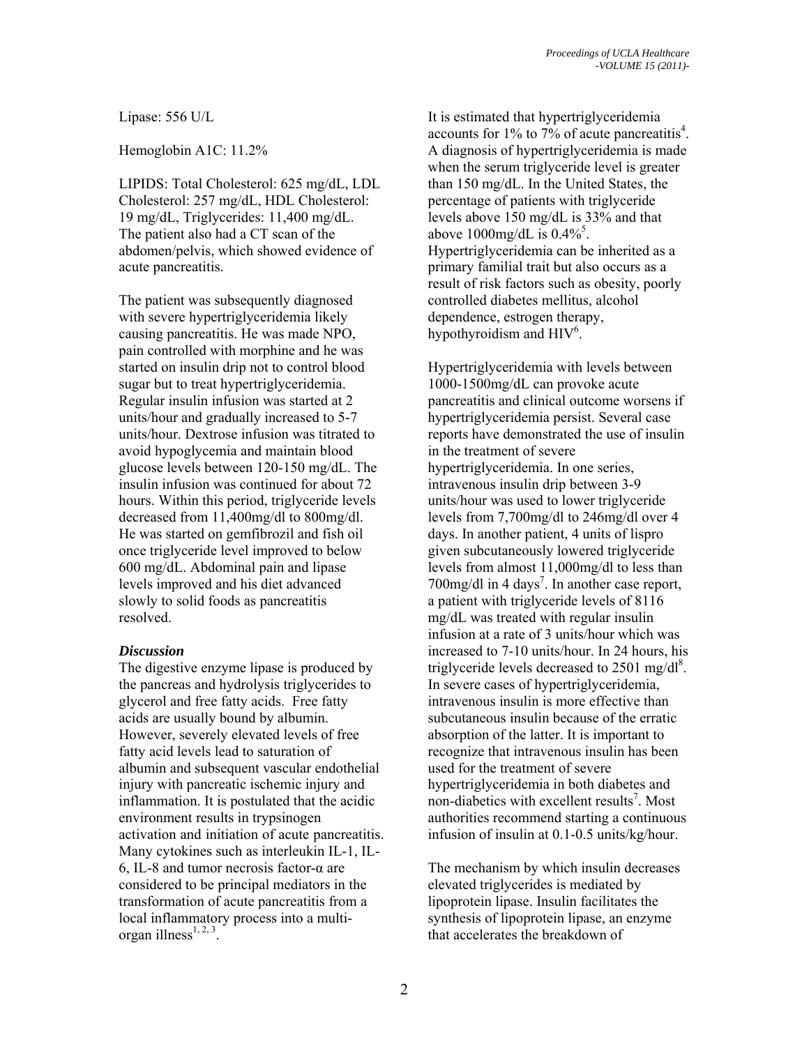Lipase: 556 U/L

Hemoglobin A1C: 11.2%

LIPIDS: Total Cholesterol: 625 mg/dL, LDL Cholesterol: 257 mg/dL, HDL Cholesterol: 19 mg/dL, Triglycerides: 11,400 mg/dL. The patient also had a CT scan of the abdomen/pelvis, which showed evidence of acute pancreatitis.

The patient was subsequently diagnosed with severe hypertriglyceridemia likely causing pancreatitis. He was made NPO, pain controlled with morphine and he was started on insulin drip not to control blood sugar but to treat hypertriglyceridemia. Regular insulin infusion was started at 2 units/hour and gradually increased to 5-7 units/hour. Dextrose infusion was titrated to avoid hypoglycemia and maintain blood glucose levels between 120-150 mg/dL. The insulin infusion was continued for about 72 hours. Within this period, triglyceride levels decreased from 11,400mg/dl to 800mg/dl. He was started on gemfibrozil and fish oil once triglyceride level improved to below 600 mg/dL. Abdominal pain and lipase levels improved and his diet advanced slowly to solid foods as pancreatitis resolved.

### *Discussion*

The digestive enzyme lipase is produced by the pancreas and hydrolysis triglycerides to glycerol and free fatty acids. Free fatty acids are usually bound by albumin. However, severely elevated levels of free fatty acid levels lead to saturation of albumin and subsequent vascular endothelial injury with pancreatic ischemic injury and inflammation. It is postulated that the acidic environment results in trypsinogen activation and initiation of acute pancreatitis. Many cytokines such as interleukin IL-1, IL-6, IL-8 and tumor necrosis factor-α are considered to be principal mediators in the transformation of acute pancreatitis from a local inflammatory process into a multi-organ illness[1, 2, 3].

It is estimated that hypertriglyceridemia accounts for 1% to 7% of acute pancreatitis[4]. A diagnosis of hypertriglyceridemia is made when the serum triglyceride level is greater than 150 mg/dL. In the United States, the percentage of patients with triglyceride levels above 150 mg/dL is 33% and that above 1000mg/dL is 0.4%[5]. Hypertriglyceridemia can be inherited as a primary familial trait but also occurs as a result of risk factors such as obesity, poorly controlled diabetes mellitus, alcohol dependence, estrogen therapy, hypothyroidism and HIV[6].

Hypertriglyceridemia with levels between 1000-1500mg/dL can provoke acute pancreatitis and clinical outcome worsens if hypertriglyceridemia persist. Several case reports have demonstrated the use of insulin in the treatment of severe hypertriglyceridemia. In one series, intravenous insulin drip between 3-9 units/hour was used to lower triglyceride levels from 7,700mg/dl to 246mg/dl over 4 days. In another patient, 4 units of lispro given subcutaneously lowered triglyceride levels from almost 11,000mg/dl to less than 700mg/dl in 4 days[7]. In another case report, a patient with triglyceride levels of 8116 mg/dL was treated with regular insulin infusion at a rate of 3 units/hour which was increased to 7-10 units/hour. In 24 hours, his triglyceride levels decreased to 2501 mg/dl[8]. In severe cases of hypertriglyceridemia, intravenous insulin is more effective than subcutaneous insulin because of the erratic absorption of the latter. It is important to recognize that intravenous insulin has been used for the treatment of severe hypertriglyceridemia in both diabetes and non-diabetics with excellent results[7]. Most authorities recommend starting a continuous infusion of insulin at 0.1-0.5 units/kg/hour.

The mechanism by which insulin decreases elevated triglycerides is mediated by lipoprotein lipase. Insulin facilitates the synthesis of lipoprotein lipase, an enzyme that accelerates the breakdown of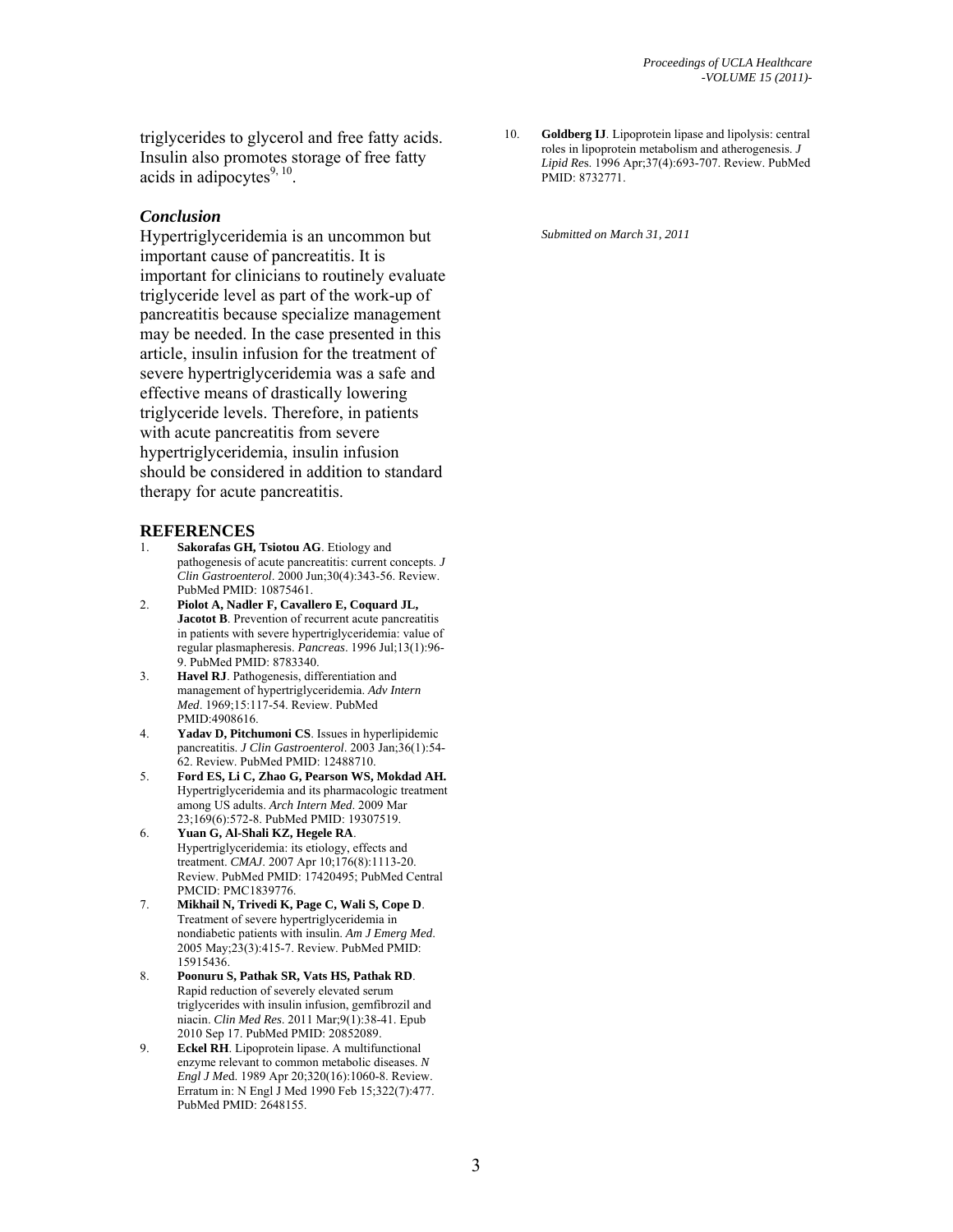triglycerides to glycerol and free fatty acids. Insulin also promotes storage of free fatty acids in adipocytes[9, 10].

### *Conclusion*

Hypertriglyceridemia is an uncommon but important cause of pancreatitis. It is important for clinicians to routinely evaluate triglyceride level as part of the work-up of pancreatitis because specialize management may be needed. In the case presented in this article, insulin infusion for the treatment of severe hypertriglyceridemia was a safe and effective means of drastically lowering triglyceride levels. Therefore, in patients with acute pancreatitis from severe hypertriglyceridemia, insulin infusion should be considered in addition to standard therapy for acute pancreatitis.

## REFERENCES

1. **Sakorafas GH, Tsiotou AG**. Etiology and pathogenesis of acute pancreatitis: current concepts. *J Clin Gastroenterol*. 2000 Jun;30(4):343-56. Review. PubMed PMID: 10875461.
2. **Piolot A, Nadler F, Cavallero E, Coquard JL, Jacotot B**. Prevention of recurrent acute pancreatitis in patients with severe hypertriglyceridemia: value of regular plasmapheresis. *Pancreas*. 1996 Jul;13(1):96-9. PubMed PMID: 8783340.
3. **Havel RJ**. Pathogenesis, differentiation and management of hypertriglyceridemia. *Adv Intern Med*. 1969;15:117-54. Review. PubMed PMID:4908616.
4. **Yadav D, Pitchumoni CS**. Issues in hyperlipidemic pancreatitis. *J Clin Gastroenterol*. 2003 Jan;36(1):54-62. Review. PubMed PMID: 12488710.
5. **Ford ES, Li C, Zhao G, Pearson WS, Mokdad AH.** Hypertriglyceridemia and its pharmacologic treatment among US adults. *Arch Intern Med*. 2009 Mar 23;169(6):572-8. PubMed PMID: 19307519.
6. **Yuan G, Al-Shali KZ, Hegele RA**. Hypertriglyceridemia: its etiology, effects and treatment. *CMAJ*. 2007 Apr 10;176(8):1113-20. Review. PubMed PMID: 17420495; PubMed Central PMCID: PMC1839776.
7. **Mikhail N, Trivedi K, Page C, Wali S, Cope D**. Treatment of severe hypertriglyceridemia in nondiabetic patients with insulin. *Am J Emerg Med*. 2005 May;23(3):415-7. Review. PubMed PMID: 15915436.
8. **Poonuru S, Pathak SR, Vats HS, Pathak RD**. Rapid reduction of severely elevated serum triglycerides with insulin infusion, gemfibrozil and niacin. *Clin Med Res*. 2011 Mar;9(1):38-41. Epub 2010 Sep 17. PubMed PMID: 20852089.
9. **Eckel RH**. Lipoprotein lipase. A multifunctional enzyme relevant to common metabolic diseases. *N Engl J Me*d. 1989 Apr 20;320(16):1060-8. Review. Erratum in: N Engl J Med 1990 Feb 15;322(7):477. PubMed PMID: 2648155.
10. **Goldberg IJ**. Lipoprotein lipase and lipolysis: central roles in lipoprotein metabolism and atherogenesis. *J Lipid Re*s. 1996 Apr;37(4):693-707. Review. PubMed PMID: 8732771.

*Submitted on March 31, 2011*